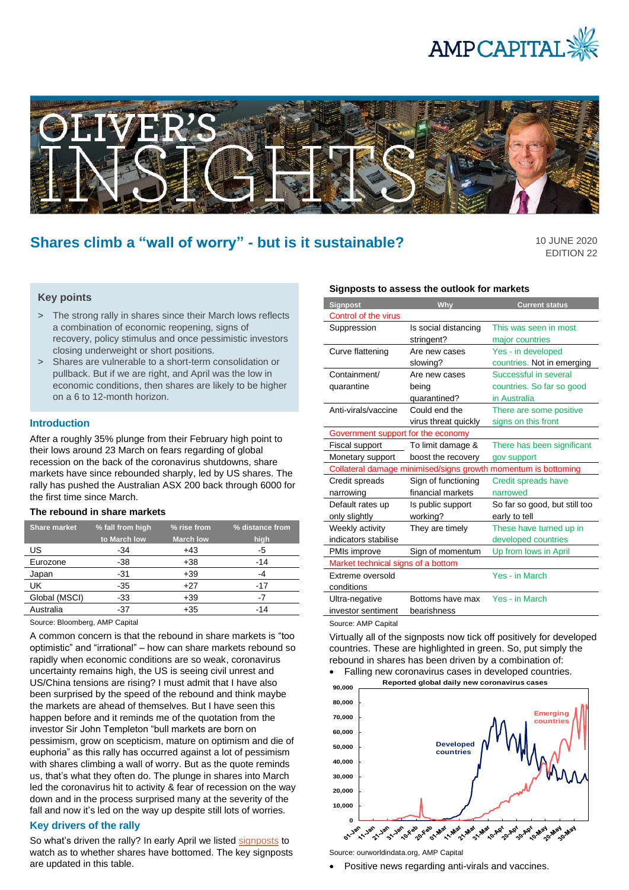# Shares climb a "wall of worry" - but is it sustainable?

10 JUNE 2020
EDITION 22

## Key points

> The strong rally in shares since their March lows reflects a combination of economic reopening, signs of recovery, policy stimulus and once pessimistic investors closing underweight or short positions.

> Shares are vulnerable to a short-term consolidation or pullback. But if we are right, and April was the low in economic conditions, then shares are likely to be higher on a 6 to 12-month horizon.

## Introduction

After a roughly 35% plunge from their February high point to their lows around 23 March on fears regarding of global recession on the back of the coronavirus shutdowns, share markets have since rebounded sharply, led by US shares. The rally has pushed the Australian ASX 200 back through 6000 for the first time since March.

**The rebound in share markets**

| Share market | % fall from high to March low | % rise from March low | % distance from high |
|---|---|---|---|
| US | -34 | +43 | -5 |
| Eurozone | -38 | +38 | -14 |
| Japan | -31 | +39 | -4 |
| UK | -35 | +27 | -17 |
| Global (MSCI) | -33 | +39 | -7 |
| Australia | -37 | +35 | -14 |

Source: Bloomberg, AMP Capital

A common concern is that the rebound in share markets is "too optimistic" and "irrational" – how can share markets rebound so rapidly when economic conditions are so weak, coronavirus uncertainty remains high, the US is seeing civil unrest and US/China tensions are rising? I must admit that I have also been surprised by the speed of the rebound and think maybe the markets are ahead of themselves. But I have seen this happen before and it reminds me of the quotation from the investor Sir John Templeton "bull markets are born on pessimism, grow on scepticism, mature on optimism and die of euphoria" as this rally has occurred against a lot of pessimism with shares climbing a wall of worry. But as the quote reminds us, that's what they often do. The plunge in shares into March led the coronavirus hit to activity & fear of recession on the way down and in the process surprised many at the severity of the fall and now it's led on the way up despite still lots of worries.

## Key drivers of the rally

So what's driven the rally? In early April we listed signposts to watch as to whether shares have bottomed. The key signposts are updated in this table.

**Signposts to assess the outlook for markets**

| Signpost | Why | Current status |
|---|---|---|
| *Control of the virus* | | |
| Suppression | Is social distancing stringent? | This was seen in most major countries |
| Curve flattening | Are new cases slowing? | Yes - in developed countries. Not in emerging |
| Containment/ quarantine | Are new cases being quarantined? | Successful in several countries. So far so good in Australia |
| Anti-virals/vaccine | Could end the virus threat quickly | There are some positive signs on this front |
| *Government support for the economy* | | |
| Fiscal support | To limit damage & | There has been significant |
| Monetary support | boost the recovery | gov support |
| *Collateral damage minimised/signs growth momentum is bottoming* | | |
| Credit spreads narrowing | Sign of functioning financial markets | Credit spreads have narrowed |
| Default rates up only slightly | Is public support working? | So far so good, but still too early to tell |
| Weekly activity indicators stabilise | They are timely | These have turned up in developed countries |
| PMIs improve | Sign of momentum | Up from lows in April |
| *Market technical signs of a bottom* | | |
| Extreme oversold conditions | | Yes - in March |
| Ultra-negative investor sentiment | Bottoms have max bearishness | Yes - in March |

Source: AMP Capital

Virtually all of the signposts now tick off positively for developed countries. These are highlighted in green. So, put simply the rebound in shares has been driven by a combination of:

- Falling new coronavirus cases in developed countries.

Reported global daily new coronavirus cases

Source: ourworldindata.org, AMP Capital

- Positive news regarding anti-virals and vaccines.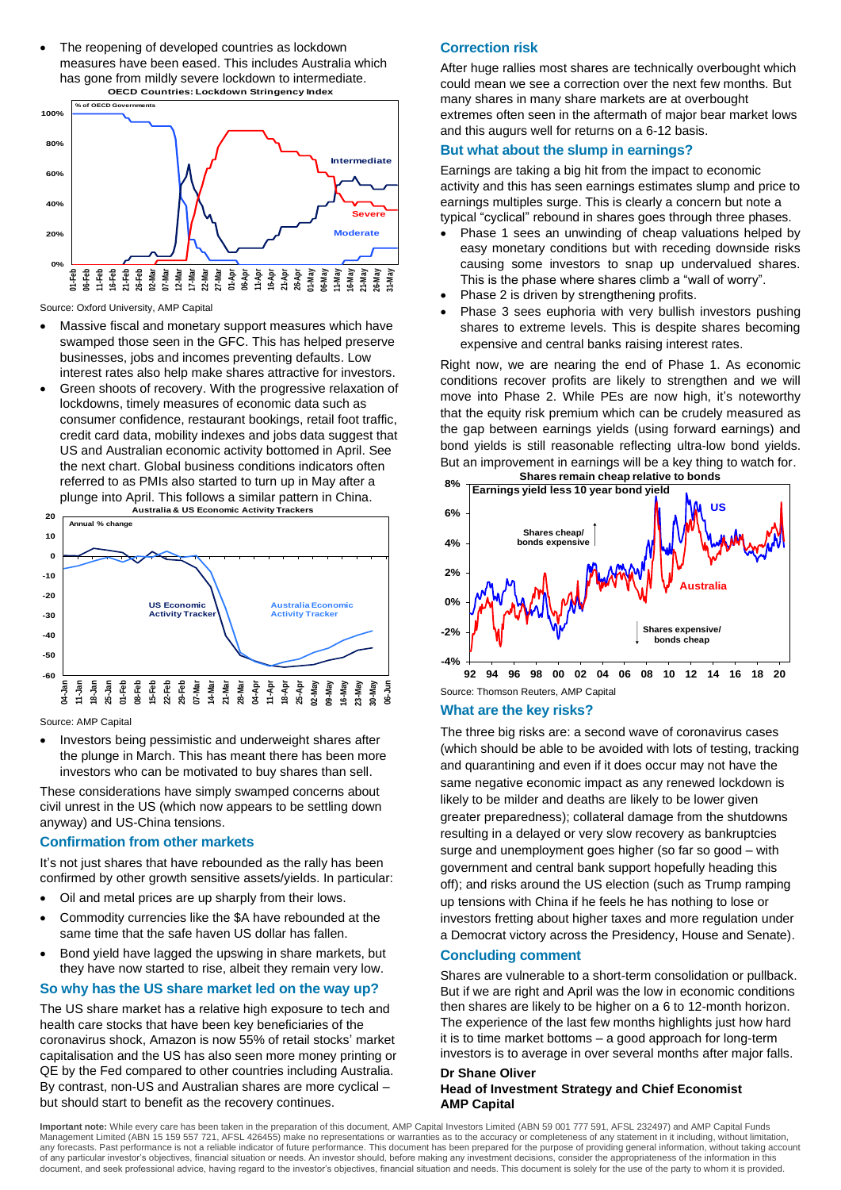- The reopening of developed countries as lockdown measures have been eased. This includes Australia which has gone from mildly severe lockdown to intermediate.

**OECD Countries: Lockdown Stringency Index**

% of OECD Governments

100%
80%
60%
40%
20%
0%

Intermediate
Severe
Moderate

01-Feb 06-Feb 11-Feb 16-Feb 21-Feb 26-Feb 02-Mar 07-Mar 12-Mar 17-Mar 22-Mar 27-Mar 01-Apr 06-Apr 11-Apr 16-Apr 21-Apr 26-Apr 01-May 06-May 11-May 16-May 21-May 26-May 31-May

Source: Oxford University, AMP Capital

- Massive fiscal and monetary support measures which have swamped those seen in the GFC. This has helped preserve businesses, jobs and incomes preventing defaults. Low interest rates also help make shares attractive for investors.
- Green shoots of recovery. With the progressive relaxation of lockdowns, timely measures of economic data such as consumer confidence, restaurant bookings, retail foot traffic, credit card data, mobility indexes and jobs data suggest that US and Australian economic activity bottomed in April. See the next chart. Global business conditions indicators often referred to as PMIs also started to turn up in May after a plunge into April. This follows a similar pattern in China.

**Australia & US Economic Activity Trackers**

Annual % change

20
10
0
-10
-20
-30
-40
-50
-60

US Economic Activity Tracker
Australia Economic Activity Tracker

04-Jan 11-Jan 18-Jan 25-Jan 01-Feb 08-Feb 15-Feb 22-Feb 29-Feb 07-Mar 14-Mar 21-Mar 28-Mar 04-Apr 11-Apr 18-Apr 25-Apr 02-May 09-May 16-May 23-May 30-May 06-Jun

Source: AMP Capital

- Investors being pessimistic and underweight shares after the plunge in March. This has meant there has been more investors who can be motivated to buy shares than sell.

These considerations have simply swamped concerns about civil unrest in the US (which now appears to be settling down anyway) and US-China tensions.

### Confirmation from other markets

It's not just shares that have rebounded as the rally has been confirmed by other growth sensitive assets/yields. In particular:

- Oil and metal prices are up sharply from their lows.
- Commodity currencies like the $A have rebounded at the same time that the safe haven US dollar has fallen.
- Bond yield have lagged the upswing in share markets, but they have now started to rise, albeit they remain very low.

### So why has the US share market led on the way up?

The US share market has a relative high exposure to tech and health care stocks that have been key beneficiaries of the coronavirus shock, Amazon is now 55% of retail stocks' market capitalisation and the US has also seen more money printing or QE by the Fed compared to other countries including Australia. By contrast, non-US and Australian shares are more cyclical – but should start to benefit as the recovery continues.

### Correction risk

After huge rallies most shares are technically overbought which could mean we see a correction over the next few months. But many shares in many share markets are at overbought extremes often seen in the aftermath of major bear market lows and this augurs well for returns on a 6-12 basis.

### But what about the slump in earnings?

Earnings are taking a big hit from the impact to economic activity and this has seen earnings estimates slump and price to earnings multiples surge. This is clearly a concern but note a typical "cyclical" rebound in shares goes through three phases.

- Phase 1 sees an unwinding of cheap valuations helped by easy monetary conditions but with receding downside risks causing some investors to snap up undervalued shares. This is the phase where shares climb a "wall of worry".
- Phase 2 is driven by strengthening profits.
- Phase 3 sees euphoria with very bullish investors pushing shares to extreme levels. This is despite shares becoming expensive and central banks raising interest rates.

Right now, we are nearing the end of Phase 1. As economic conditions recover profits are likely to strengthen and we will move into Phase 2. While PEs are now high, it's noteworthy that the equity risk premium which can be crudely measured as the gap between earnings yields (using forward earnings) and bond yields is still reasonable reflecting ultra-low bond yields. But an improvement in earnings will be a key thing to watch for.

**Shares remain cheap relative to bonds**

Earnings yield less 10 year bond yield

8%
6%
4%
2%
0%
-2%
-4%

Shares cheap/ bonds expensive
Shares expensive/ bonds cheap
US
Australia

92 94 96 98 00 02 04 06 08 10 12 14 16 18 20

Source: Thomson Reuters, AMP Capital

### What are the key risks?

The three big risks are: a second wave of coronavirus cases (which should be able to be avoided with lots of testing, tracking and quarantining and even if it does occur may not have the same negative economic impact as any renewed lockdown is likely to be milder and deaths are likely to be lower given greater preparedness); collateral damage from the shutdowns resulting in a delayed or very slow recovery as bankruptcies surge and unemployment goes higher (so far so good – with government and central bank support hopefully heading this off); and risks around the US election (such as Trump ramping up tensions with China if he feels he has nothing to lose or investors fretting about higher taxes and more regulation under a Democrat victory across the Presidency, House and Senate).

### Concluding comment

Shares are vulnerable to a short-term consolidation or pullback. But if we are right and April was the low in economic conditions then shares are likely to be higher on a 6 to 12-month horizon. The experience of the last few months highlights just how hard it is to time market bottoms – a good approach for long-term investors is to average in over several months after major falls.

**Dr Shane Oliver**
**Head of Investment Strategy and Chief Economist**
**AMP Capital**

**Important note:** While every care has been taken in the preparation of this document, AMP Capital Investors Limited (ABN 59 001 777 591, AFSL 232497) and AMP Capital Funds Management Limited (ABN 15 159 557 721, AFSL 426455) make no representations or warranties as to the accuracy or completeness of any statement in it including, without limitation, any forecasts. Past performance is not a reliable indicator of future performance. This document has been prepared for the purpose of providing general information, without taking account of any particular investor's objectives, financial situation or needs. An investor should, before making any investment decisions, consider the appropriateness of the information in this document, and seek professional advice, having regard to the investor's objectives, financial situation and needs. This document is solely for the use of the party to whom it is provided.